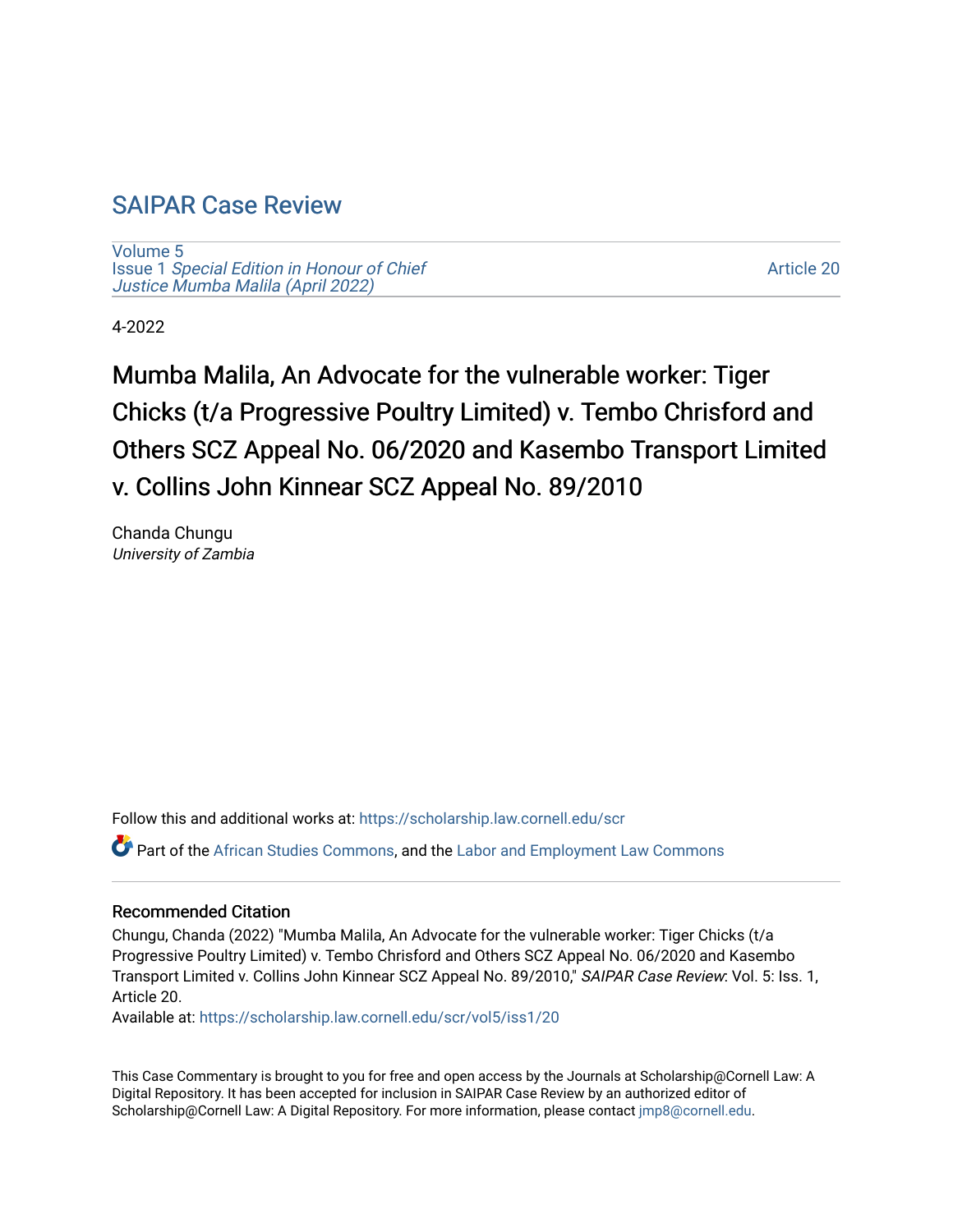# SAIPAR Case Review

Volume 5
Issue 1 *Special Edition in Honour of Chief Justice Mumba Malila (April 2022)*

Article 20

4-2022

## Mumba Malila, An Advocate for the vulnerable worker: Tiger Chicks (t/a Progressive Poultry Limited) v. Tembo Chrisford and Others SCZ Appeal No. 06/2020 and Kasembo Transport Limited v. Collins John Kinnear SCZ Appeal No. 89/2010

Chanda Chungu
*University of Zambia*

Follow this and additional works at: https://scholarship.law.cornell.edu/scr

Part of the African Studies Commons, and the Labor and Employment Law Commons

### Recommended Citation

Chungu, Chanda (2022) "Mumba Malila, An Advocate for the vulnerable worker: Tiger Chicks (t/a Progressive Poultry Limited) v. Tembo Chrisford and Others SCZ Appeal No. 06/2020 and Kasembo Transport Limited v. Collins John Kinnear SCZ Appeal No. 89/2010," *SAIPAR Case Review*: Vol. 5: Iss. 1, Article 20.
Available at: https://scholarship.law.cornell.edu/scr/vol5/iss1/20

This Case Commentary is brought to you for free and open access by the Journals at Scholarship@Cornell Law: A Digital Repository. It has been accepted for inclusion in SAIPAR Case Review by an authorized editor of Scholarship@Cornell Law: A Digital Repository. For more information, please contact jmp8@cornell.edu.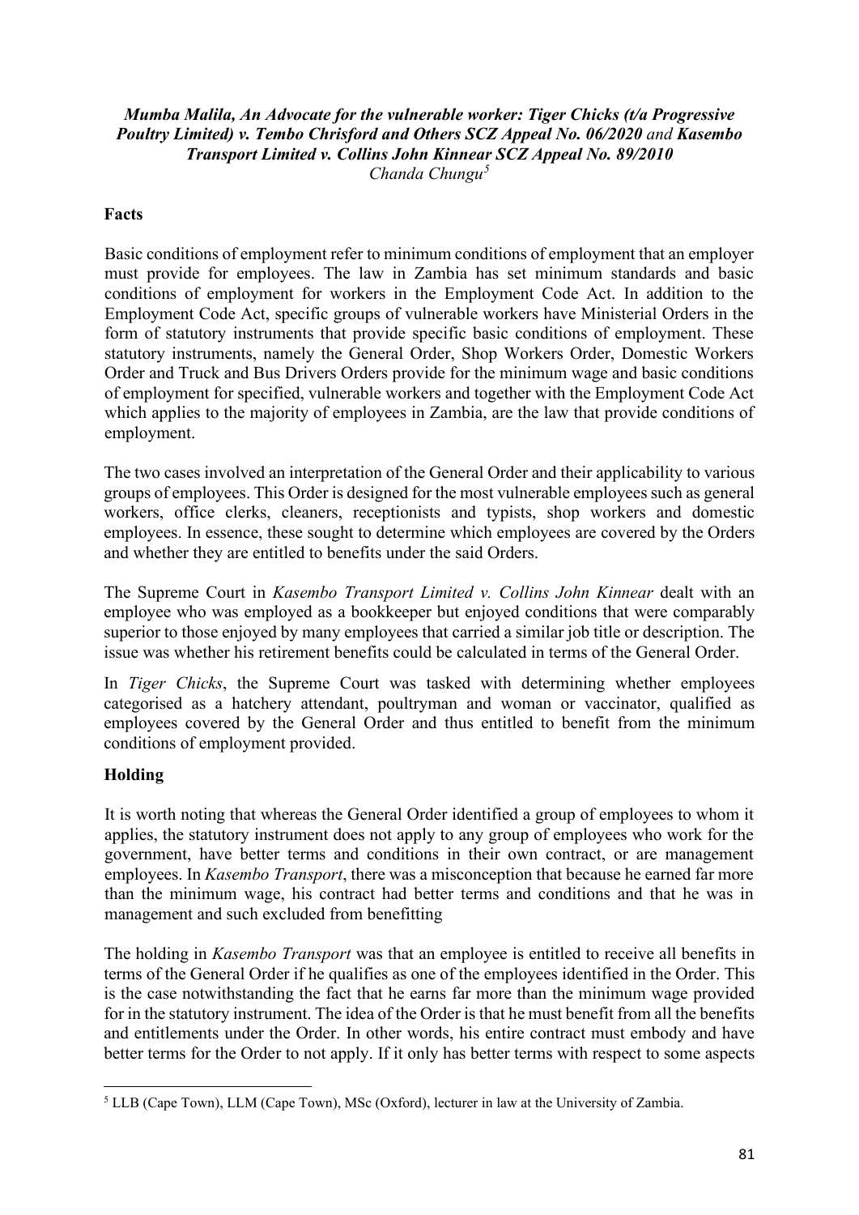***Mumba Malila, An Advocate for the vulnerable worker: Tiger Chicks (t/a Progressive Poultry Limited) v. Tembo Chrisford and Others SCZ Appeal No. 06/2020** and **Kasembo Transport Limited v. Collins John Kinnear SCZ Appeal No. 89/2010***

*Chanda Chungu*[5]

## Facts

Basic conditions of employment refer to minimum conditions of employment that an employer must provide for employees. The law in Zambia has set minimum standards and basic conditions of employment for workers in the Employment Code Act. In addition to the Employment Code Act, specific groups of vulnerable workers have Ministerial Orders in the form of statutory instruments that provide specific basic conditions of employment. These statutory instruments, namely the General Order, Shop Workers Order, Domestic Workers Order and Truck and Bus Drivers Orders provide for the minimum wage and basic conditions of employment for specified, vulnerable workers and together with the Employment Code Act which applies to the majority of employees in Zambia, are the law that provide conditions of employment.

The two cases involved an interpretation of the General Order and their applicability to various groups of employees. This Order is designed for the most vulnerable employees such as general workers, office clerks, cleaners, receptionists and typists, shop workers and domestic employees. In essence, these sought to determine which employees are covered by the Orders and whether they are entitled to benefits under the said Orders.

The Supreme Court in *Kasembo Transport Limited v. Collins John Kinnear* dealt with an employee who was employed as a bookkeeper but enjoyed conditions that were comparably superior to those enjoyed by many employees that carried a similar job title or description. The issue was whether his retirement benefits could be calculated in terms of the General Order.

In *Tiger Chicks*, the Supreme Court was tasked with determining whether employees categorised as a hatchery attendant, poultryman and woman or vaccinator, qualified as employees covered by the General Order and thus entitled to benefit from the minimum conditions of employment provided.

## Holding

It is worth noting that whereas the General Order identified a group of employees to whom it applies, the statutory instrument does not apply to any group of employees who work for the government, have better terms and conditions in their own contract, or are management employees. In *Kasembo Transport*, there was a misconception that because he earned far more than the minimum wage, his contract had better terms and conditions and that he was in management and such excluded from benefitting

The holding in *Kasembo Transport* was that an employee is entitled to receive all benefits in terms of the General Order if he qualifies as one of the employees identified in the Order. This is the case notwithstanding the fact that he earns far more than the minimum wage provided for in the statutory instrument. The idea of the Order is that he must benefit from all the benefits and entitlements under the Order. In other words, his entire contract must embody and have better terms for the Order to not apply. If it only has better terms with respect to some aspects

---

[5] LLB (Cape Town), LLM (Cape Town), MSc (Oxford), lecturer in law at the University of Zambia.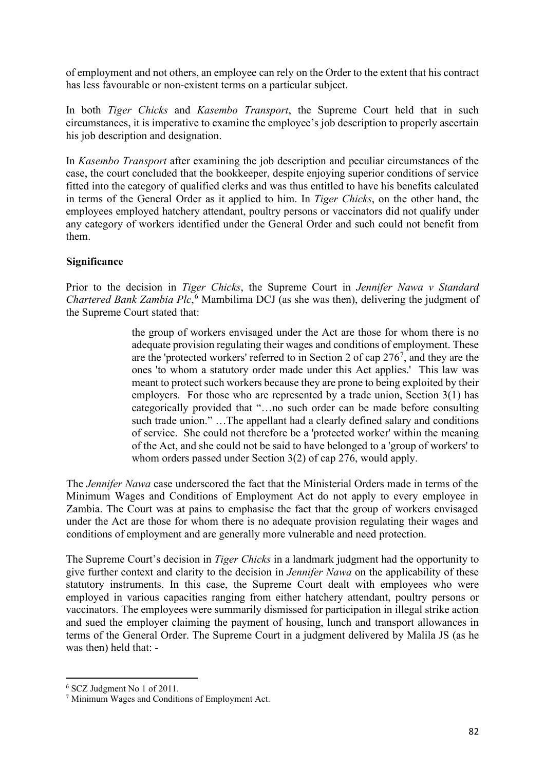of employment and not others, an employee can rely on the Order to the extent that his contract has less favourable or non-existent terms on a particular subject.

In both *Tiger Chicks* and *Kasembo Transport*, the Supreme Court held that in such circumstances, it is imperative to examine the employee's job description to properly ascertain his job description and designation.

In *Kasembo Transport* after examining the job description and peculiar circumstances of the case, the court concluded that the bookkeeper, despite enjoying superior conditions of service fitted into the category of qualified clerks and was thus entitled to have his benefits calculated in terms of the General Order as it applied to him. In *Tiger Chicks*, on the other hand, the employees employed hatchery attendant, poultry persons or vaccinators did not qualify under any category of workers identified under the General Order and such could not benefit from them.

**Significance**

Prior to the decision in *Tiger Chicks*, the Supreme Court in *Jennifer Nawa v Standard Chartered Bank Zambia Plc*,[6] Mambilima DCJ (as she was then), delivering the judgment of the Supreme Court stated that:

> the group of workers envisaged under the Act are those for whom there is no adequate provision regulating their wages and conditions of employment. These are the 'protected workers' referred to in Section 2 of cap 276[7], and they are the ones 'to whom a statutory order made under this Act applies.' This law was meant to protect such workers because they are prone to being exploited by their employers. For those who are represented by a trade union, Section 3(1) has categorically provided that "…no such order can be made before consulting such trade union." …The appellant had a clearly defined salary and conditions of service. She could not therefore be a 'protected worker' within the meaning of the Act, and she could not be said to have belonged to a 'group of workers' to whom orders passed under Section 3(2) of cap 276, would apply.

The *Jennifer Nawa* case underscored the fact that the Ministerial Orders made in terms of the Minimum Wages and Conditions of Employment Act do not apply to every employee in Zambia. The Court was at pains to emphasise the fact that the group of workers envisaged under the Act are those for whom there is no adequate provision regulating their wages and conditions of employment and are generally more vulnerable and need protection.

The Supreme Court's decision in *Tiger Chicks* in a landmark judgment had the opportunity to give further context and clarity to the decision in *Jennifer Nawa* on the applicability of these statutory instruments. In this case, the Supreme Court dealt with employees who were employed in various capacities ranging from either hatchery attendant, poultry persons or vaccinators. The employees were summarily dismissed for participation in illegal strike action and sued the employer claiming the payment of housing, lunch and transport allowances in terms of the General Order. The Supreme Court in a judgment delivered by Malila JS (as he was then) held that: -

---

[6] SCZ Judgment No 1 of 2011.

[7] Minimum Wages and Conditions of Employment Act.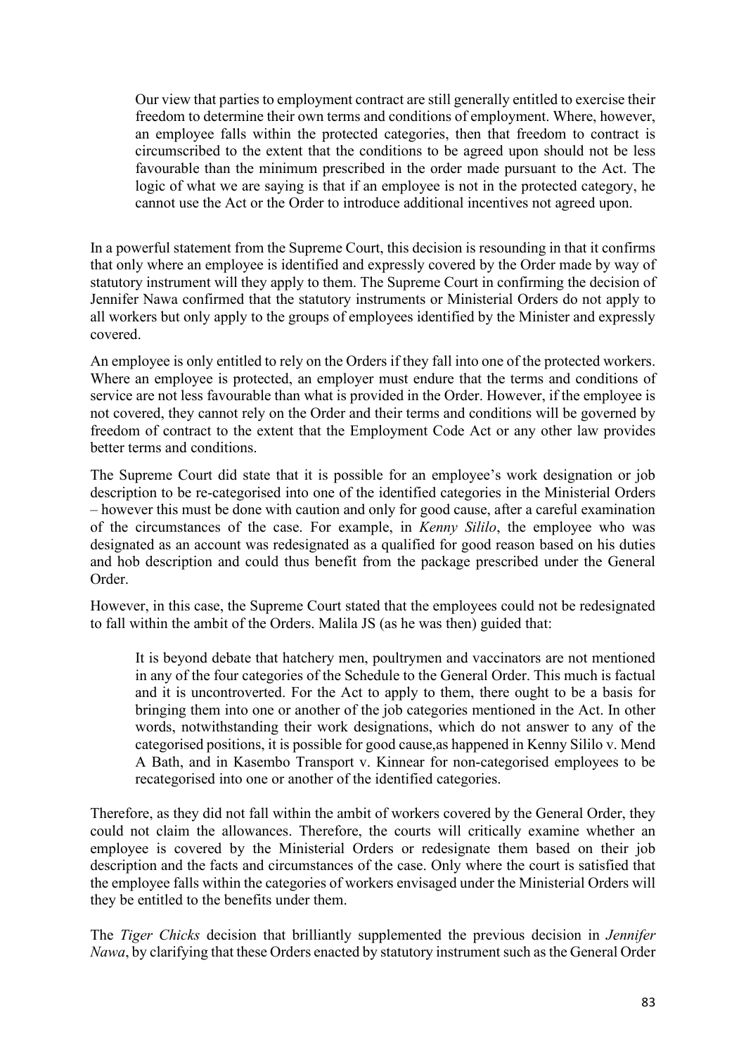> Our view that parties to employment contract are still generally entitled to exercise their freedom to determine their own terms and conditions of employment. Where, however, an employee falls within the protected categories, then that freedom to contract is circumscribed to the extent that the conditions to be agreed upon should not be less favourable than the minimum prescribed in the order made pursuant to the Act. The logic of what we are saying is that if an employee is not in the protected category, he cannot use the Act or the Order to introduce additional incentives not agreed upon.

In a powerful statement from the Supreme Court, this decision is resounding in that it confirms that only where an employee is identified and expressly covered by the Order made by way of statutory instrument will they apply to them. The Supreme Court in confirming the decision of Jennifer Nawa confirmed that the statutory instruments or Ministerial Orders do not apply to all workers but only apply to the groups of employees identified by the Minister and expressly covered.

An employee is only entitled to rely on the Orders if they fall into one of the protected workers. Where an employee is protected, an employer must endure that the terms and conditions of service are not less favourable than what is provided in the Order. However, if the employee is not covered, they cannot rely on the Order and their terms and conditions will be governed by freedom of contract to the extent that the Employment Code Act or any other law provides better terms and conditions.

The Supreme Court did state that it is possible for an employee's work designation or job description to be re-categorised into one of the identified categories in the Ministerial Orders – however this must be done with caution and only for good cause, after a careful examination of the circumstances of the case. For example, in *Kenny Sililo*, the employee who was designated as an account was redesignated as a qualified for good reason based on his duties and hob description and could thus benefit from the package prescribed under the General Order.

However, in this case, the Supreme Court stated that the employees could not be redesignated to fall within the ambit of the Orders. Malila JS (as he was then) guided that:

> It is beyond debate that hatchery men, poultrymen and vaccinators are not mentioned in any of the four categories of the Schedule to the General Order. This much is factual and it is uncontroverted. For the Act to apply to them, there ought to be a basis for bringing them into one or another of the job categories mentioned in the Act. In other words, notwithstanding their work designations, which do not answer to any of the categorised positions, it is possible for good cause,as happened in Kenny Sililo v. Mend A Bath, and in Kasembo Transport v. Kinnear for non-categorised employees to be recategorised into one or another of the identified categories.

Therefore, as they did not fall within the ambit of workers covered by the General Order, they could not claim the allowances. Therefore, the courts will critically examine whether an employee is covered by the Ministerial Orders or redesignate them based on their job description and the facts and circumstances of the case. Only where the court is satisfied that the employee falls within the categories of workers envisaged under the Ministerial Orders will they be entitled to the benefits under them.

The *Tiger Chicks* decision that brilliantly supplemented the previous decision in *Jennifer Nawa*, by clarifying that these Orders enacted by statutory instrument such as the General Order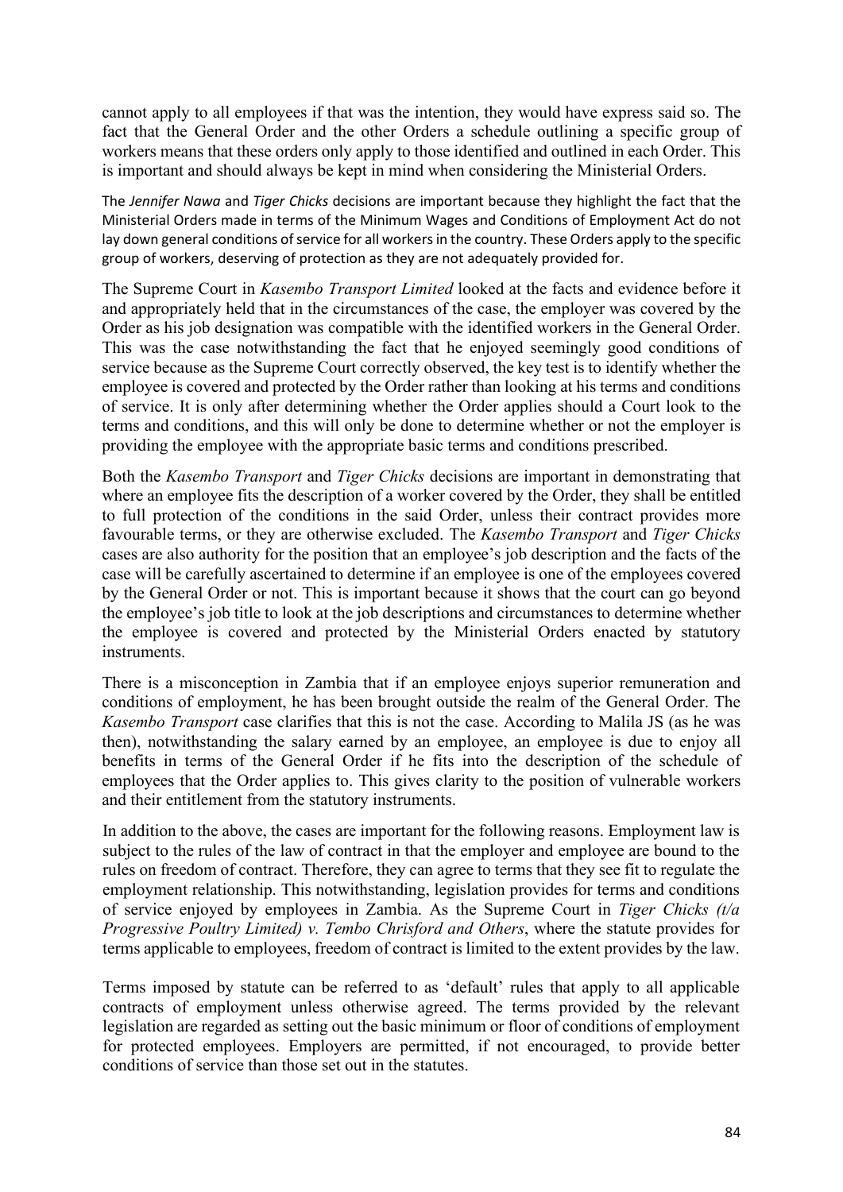cannot apply to all employees if that was the intention, they would have express said so. The fact that the General Order and the other Orders a schedule outlining a specific group of workers means that these orders only apply to those identified and outlined in each Order. This is important and should always be kept in mind when considering the Ministerial Orders.

The *Jennifer Nawa* and *Tiger Chicks* decisions are important because they highlight the fact that the Ministerial Orders made in terms of the Minimum Wages and Conditions of Employment Act do not lay down general conditions of service for all workers in the country. These Orders apply to the specific group of workers, deserving of protection as they are not adequately provided for.

The Supreme Court in *Kasembo Transport Limited* looked at the facts and evidence before it and appropriately held that in the circumstances of the case, the employer was covered by the Order as his job designation was compatible with the identified workers in the General Order. This was the case notwithstanding the fact that he enjoyed seemingly good conditions of service because as the Supreme Court correctly observed, the key test is to identify whether the employee is covered and protected by the Order rather than looking at his terms and conditions of service. It is only after determining whether the Order applies should a Court look to the terms and conditions, and this will only be done to determine whether or not the employer is providing the employee with the appropriate basic terms and conditions prescribed.

Both the *Kasembo Transport* and *Tiger Chicks* decisions are important in demonstrating that where an employee fits the description of a worker covered by the Order, they shall be entitled to full protection of the conditions in the said Order, unless their contract provides more favourable terms, or they are otherwise excluded. The *Kasembo Transport* and *Tiger Chicks* cases are also authority for the position that an employee's job description and the facts of the case will be carefully ascertained to determine if an employee is one of the employees covered by the General Order or not. This is important because it shows that the court can go beyond the employee's job title to look at the job descriptions and circumstances to determine whether the employee is covered and protected by the Ministerial Orders enacted by statutory instruments.

There is a misconception in Zambia that if an employee enjoys superior remuneration and conditions of employment, he has been brought outside the realm of the General Order. The *Kasembo Transport* case clarifies that this is not the case. According to Malila JS (as he was then), notwithstanding the salary earned by an employee, an employee is due to enjoy all benefits in terms of the General Order if he fits into the description of the schedule of employees that the Order applies to. This gives clarity to the position of vulnerable workers and their entitlement from the statutory instruments.

In addition to the above, the cases are important for the following reasons. Employment law is subject to the rules of the law of contract in that the employer and employee are bound to the rules on freedom of contract. Therefore, they can agree to terms that they see fit to regulate the employment relationship. This notwithstanding, legislation provides for terms and conditions of service enjoyed by employees in Zambia. As the Supreme Court in *Tiger Chicks (t/a Progressive Poultry Limited) v. Tembo Chrisford and Others*, where the statute provides for terms applicable to employees, freedom of contract is limited to the extent provides by the law.

Terms imposed by statute can be referred to as 'default' rules that apply to all applicable contracts of employment unless otherwise agreed. The terms provided by the relevant legislation are regarded as setting out the basic minimum or floor of conditions of employment for protected employees. Employers are permitted, if not encouraged, to provide better conditions of service than those set out in the statutes.